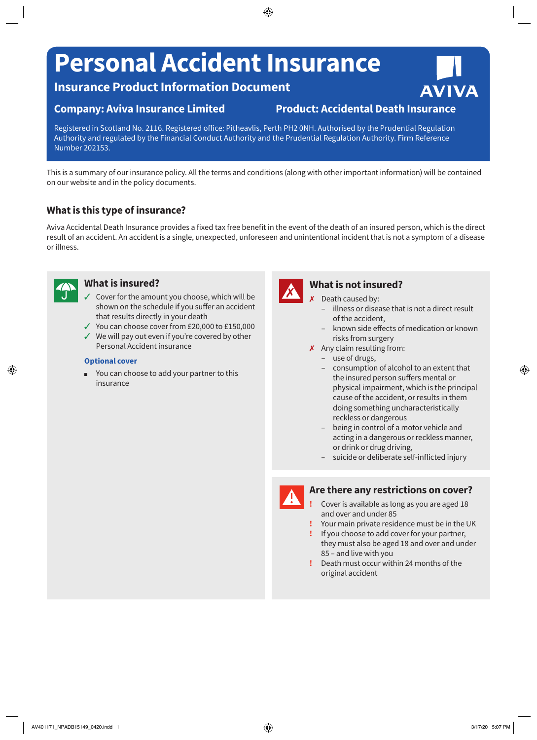# Personal Accident Insurance

## Insurance Product Information Document

**Company: Aviva Insurance Limited**

**Product: Accidental Death Insurance**

Registered in Scotland No. 2116. Registered office: Pitheavlis, Perth PH2 0NH. Authorised by the Prudential Regulation Authority and regulated by the Financial Conduct Authority and the Prudential Regulation Authority. Firm Reference Number 202153.

This is a summary of our insurance policy. All the terms and conditions (along with other important information) will be contained on our website and in the policy documents.

## What is this type of insurance?

Aviva Accidental Death Insurance provides a fixed tax free benefit in the event of the death of an insured person, which is the direct result of an accident. An accident is a single, unexpected, unforeseen and unintentional incident that is not a symptom of a disease or illness.

### What is insured?

- ✓ Cover for the amount you choose, which will be shown on the schedule if you suffer an accident that results directly in your death
- ✓ You can choose cover from £20,000 to £150,000
- ✓ We will pay out even if you're covered by other Personal Accident insurance

**Optional cover**

- You can choose to add your partner to this insurance

### What is not insured?

- ✗ Death caused by:
  - illness or disease that is not a direct result of the accident,
  - known side effects of medication or known risks from surgery
- ✗ Any claim resulting from:
  - use of drugs,
  - consumption of alcohol to an extent that the insured person suffers mental or physical impairment, which is the principal cause of the accident, or results in them doing something uncharacteristically reckless or dangerous
  - being in control of a motor vehicle and acting in a dangerous or reckless manner, or drink or drug driving,
  - suicide or deliberate self-inflicted injury

### Are there any restrictions on cover?

- ! Cover is available as long as you are aged 18 and over and under 85
- ! Your main private residence must be in the UK
- ! If you choose to add cover for your partner, they must also be aged 18 and over and under 85 – and live with you
- ! Death must occur within 24 months of the original accident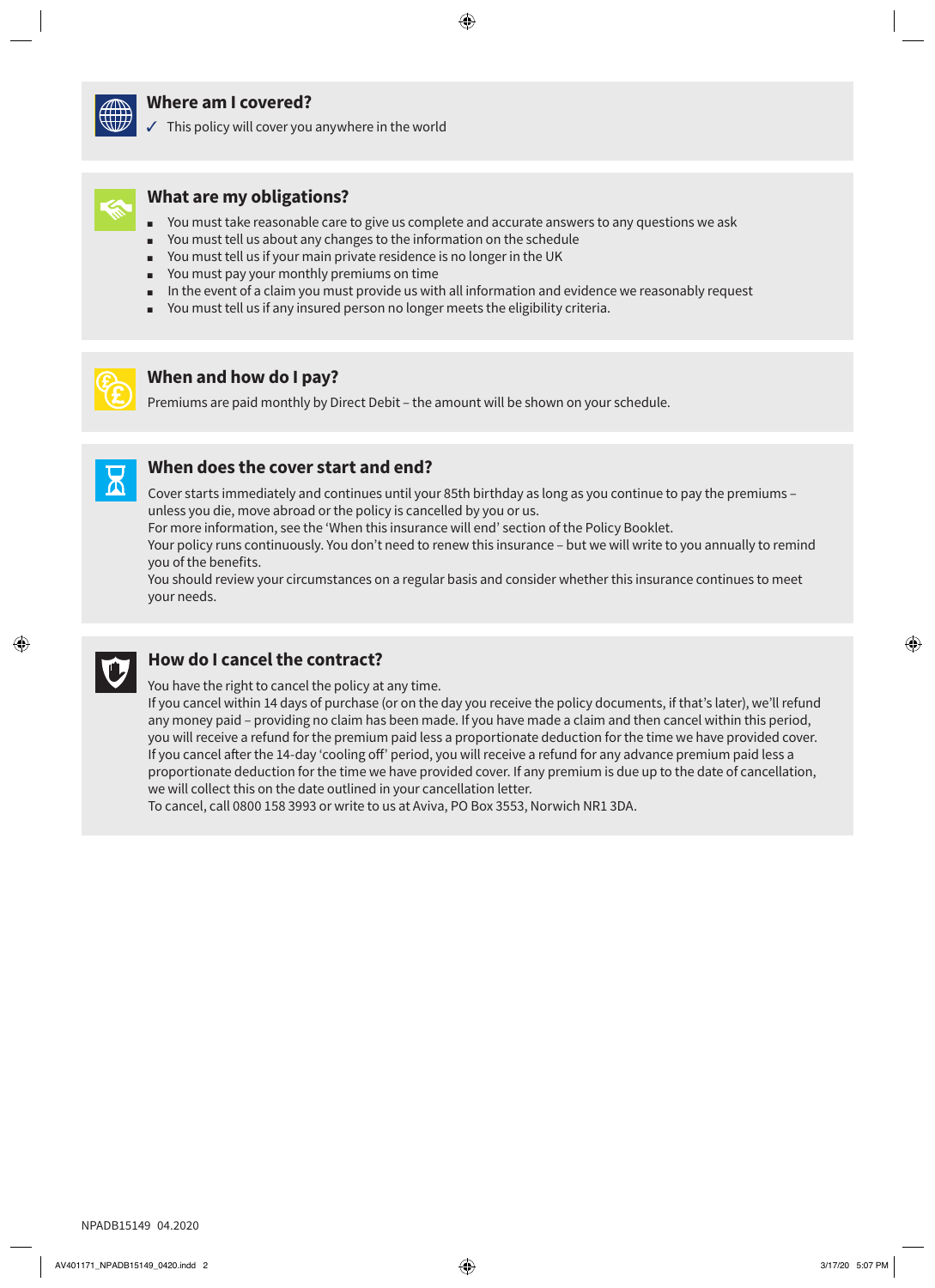## Where am I covered?

✓ This policy will cover you anywhere in the world

## What are my obligations?

- You must take reasonable care to give us complete and accurate answers to any questions we ask
- You must tell us about any changes to the information on the schedule
- You must tell us if your main private residence is no longer in the UK
- You must pay your monthly premiums on time
- In the event of a claim you must provide us with all information and evidence we reasonably request
- You must tell us if any insured person no longer meets the eligibility criteria.

## When and how do I pay?

Premiums are paid monthly by Direct Debit – the amount will be shown on your schedule.

## When does the cover start and end?

Cover starts immediately and continues until your 85th birthday as long as you continue to pay the premiums – unless you die, move abroad or the policy is cancelled by you or us.
For more information, see the 'When this insurance will end' section of the Policy Booklet.
Your policy runs continuously. You don't need to renew this insurance – but we will write to you annually to remind you of the benefits.
You should review your circumstances on a regular basis and consider whether this insurance continues to meet your needs.

## How do I cancel the contract?

You have the right to cancel the policy at any time.
If you cancel within 14 days of purchase (or on the day you receive the policy documents, if that's later), we'll refund any money paid – providing no claim has been made. If you have made a claim and then cancel within this period, you will receive a refund for the premium paid less a proportionate deduction for the time we have provided cover.
If you cancel after the 14-day 'cooling off' period, you will receive a refund for any advance premium paid less a proportionate deduction for the time we have provided cover. If any premium is due up to the date of cancellation, we will collect this on the date outlined in your cancellation letter.
To cancel, call 0800 158 3993 or write to us at Aviva, PO Box 3553, Norwich NR1 3DA.

NPADB15149 04.2020